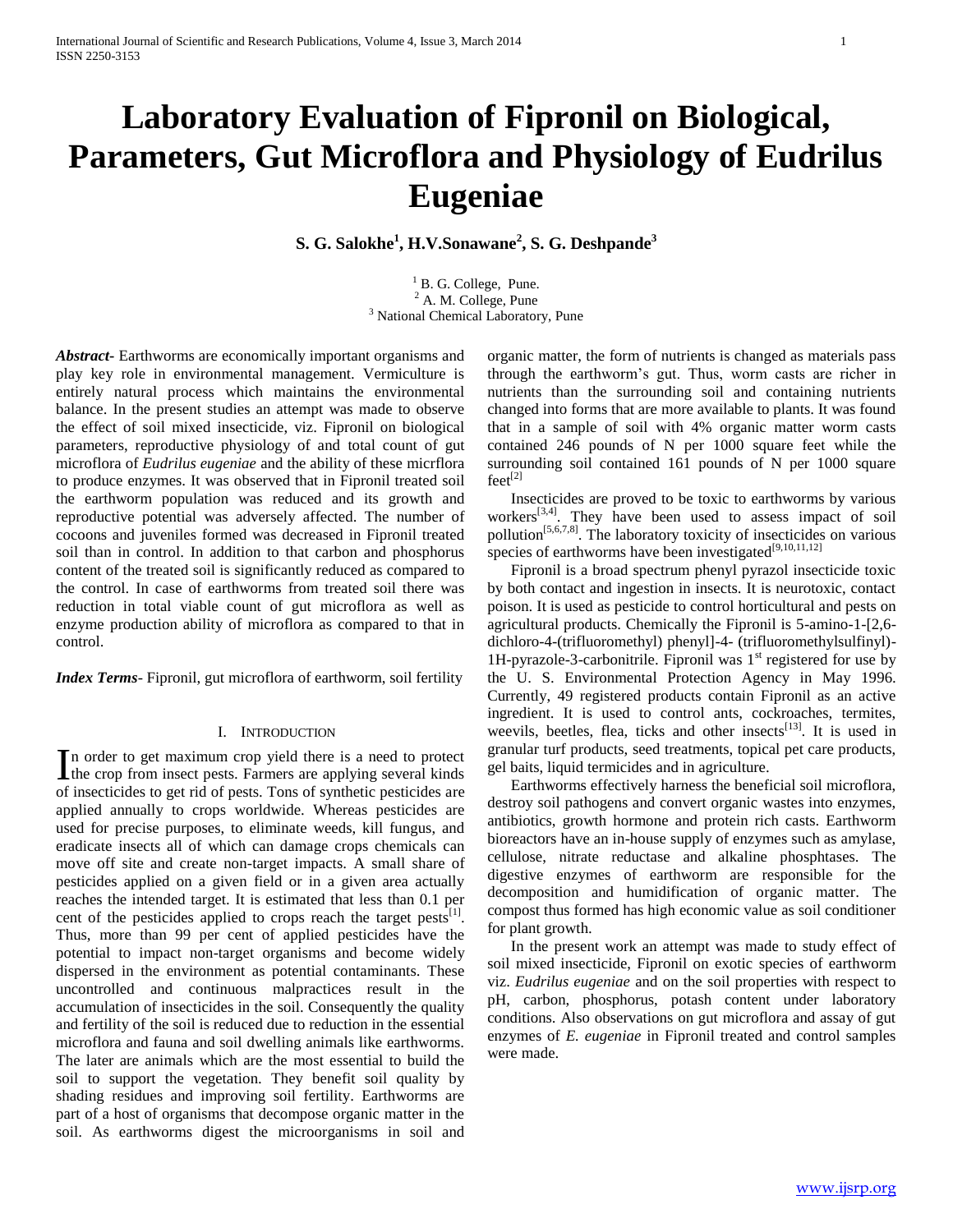# Laboratory Evaluation of Fipronil on Biological, Parameters, Gut Microflora and Physiology of Eudrilus Eugeniae

**S. G. Salokhe[1], H.V.Sonawane[2], S. G. Deshpande[3]**

[1] B. G. College, Pune.
[2] A. M. College, Pune
[3] National Chemical Laboratory, Pune

***Abstract*-** Earthworms are economically important organisms and play key role in environmental management. Vermiculture is entirely natural process which maintains the environmental balance. In the present studies an attempt was made to observe the effect of soil mixed insecticide, viz. Fipronil on biological parameters, reproductive physiology of and total count of gut microflora of *Eudrilus eugeniae* and the ability of these micrflora to produce enzymes. It was observed that in Fipronil treated soil the earthworm population was reduced and its growth and reproductive potential was adversely affected. The number of cocoons and juveniles formed was decreased in Fipronil treated soil than in control. In addition to that carbon and phosphorus content of the treated soil is significantly reduced as compared to the control. In case of earthworms from treated soil there was reduction in total viable count of gut microflora as well as enzyme production ability of microflora as compared to that in control.

***Index Terms*-** Fipronil, gut microflora of earthworm, soil fertility

## I. Introduction

In order to get maximum crop yield there is a need to protect the crop from insect pests. Farmers are applying several kinds of insecticides to get rid of pests. Tons of synthetic pesticides are applied annually to crops worldwide. Whereas pesticides are used for precise purposes, to eliminate weeds, kill fungus, and eradicate insects all of which can damage crops chemicals can move off site and create non-target impacts. A small share of pesticides applied on a given field or in a given area actually reaches the intended target. It is estimated that less than 0.1 per cent of the pesticides applied to crops reach the target pests[1]. Thus, more than 99 per cent of applied pesticides have the potential to impact non-target organisms and become widely dispersed in the environment as potential contaminants. These uncontrolled and continuous malpractices result in the accumulation of insecticides in the soil. Consequently the quality and fertility of the soil is reduced due to reduction in the essential microflora and fauna and soil dwelling animals like earthworms. The later are animals which are the most essential to build the soil to support the vegetation. They benefit soil quality by shading residues and improving soil fertility. Earthworms are part of a host of organisms that decompose organic matter in the soil. As earthworms digest the microorganisms in soil and organic matter, the form of nutrients is changed as materials pass through the earthworm's gut. Thus, worm casts are richer in nutrients than the surrounding soil and containing nutrients changed into forms that are more available to plants. It was found that in a sample of soil with 4% organic matter worm casts contained 246 pounds of N per 1000 square feet while the surrounding soil contained 161 pounds of N per 1000 square feet[2]

Insecticides are proved to be toxic to earthworms by various workers[3,4]. They have been used to assess impact of soil pollution[5,6,7,8]. The laboratory toxicity of insecticides on various species of earthworms have been investigated[9,10,11,12]

Fipronil is a broad spectrum phenyl pyrazol insecticide toxic by both contact and ingestion in insects. It is neurotoxic, contact poison. It is used as pesticide to control horticultural and pests on agricultural products. Chemically the Fipronil is 5-amino-1-[2,6-dichloro-4-(trifluoromethyl) phenyl]-4- (trifluoromethylsulfinyl)-1H-pyrazole-3-carbonitrile. Fipronil was 1st registered for use by the U. S. Environmental Protection Agency in May 1996. Currently, 49 registered products contain Fipronil as an active ingredient. It is used to control ants, cockroaches, termites, weevils, beetles, flea, ticks and other insects[13]. It is used in granular turf products, seed treatments, topical pet care products, gel baits, liquid termicides and in agriculture.

Earthworms effectively harness the beneficial soil microflora, destroy soil pathogens and convert organic wastes into enzymes, antibiotics, growth hormone and protein rich casts. Earthworm bioreactors have an in-house supply of enzymes such as amylase, cellulose, nitrate reductase and alkaline phosphtases. The digestive enzymes of earthworm are responsible for the decomposition and humidification of organic matter. The compost thus formed has high economic value as soil conditioner for plant growth.

In the present work an attempt was made to study effect of soil mixed insecticide, Fipronil on exotic species of earthworm viz. *Eudrilus eugeniae* and on the soil properties with respect to pH, carbon, phosphorus, potash content under laboratory conditions. Also observations on gut microflora and assay of gut enzymes of *E. eugeniae* in Fipronil treated and control samples were made.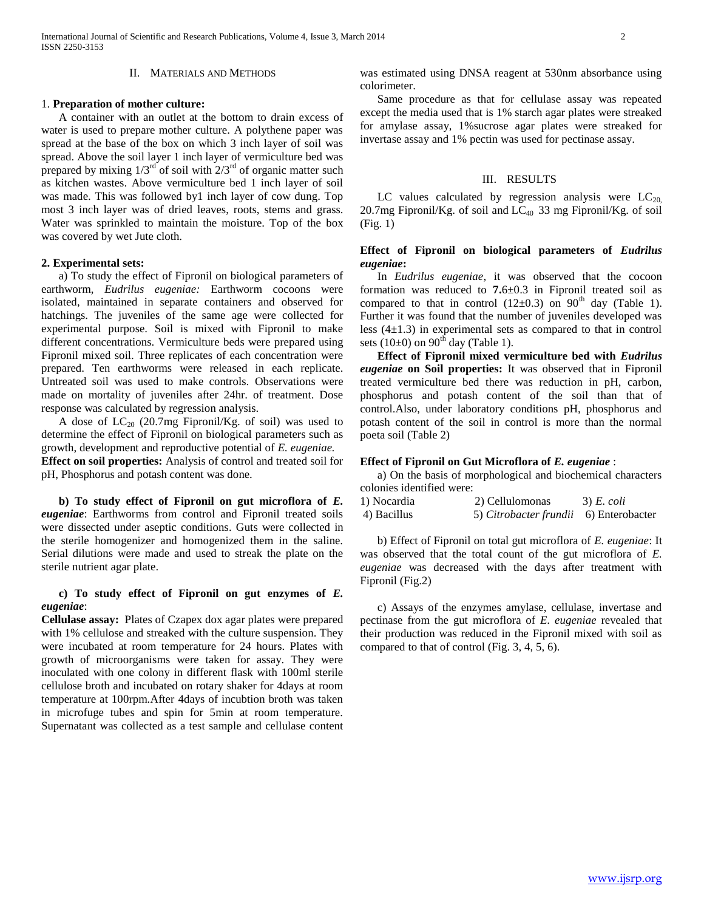## II. MATERIALS AND METHODS

### 1. Preparation of mother culture:

A container with an outlet at the bottom to drain excess of water is used to prepare mother culture. A polythene paper was spread at the base of the box on which 3 inch layer of soil was spread. Above the soil layer 1 inch layer of vermiculture bed was prepared by mixing 1/3[rd] of soil with 2/3[rd] of organic matter such as kitchen wastes. Above vermiculture bed 1 inch layer of soil was made. This was followed by1 inch layer of cow dung. Top most 3 inch layer was of dried leaves, roots, stems and grass. Water was sprinkled to maintain the moisture. Top of the box was covered by wet Jute cloth.

### 2. Experimental sets:

a) To study the effect of Fipronil on biological parameters of earthworm, *Eudrilus eugeniae:* Earthworm cocoons were isolated, maintained in separate containers and observed for hatchings. The juveniles of the same age were collected for experimental purpose. Soil is mixed with Fipronil to make different concentrations. Vermiculture beds were prepared using Fipronil mixed soil. Three replicates of each concentration were prepared. Ten earthworms were released in each replicate. Untreated soil was used to make controls. Observations were made on mortality of juveniles after 24hr. of treatment. Dose response was calculated by regression analysis.

A dose of $LC_{20}$ (20.7mg Fipronil/Kg. of soil) was used to determine the effect of Fipronil on biological parameters such as growth, development and reproductive potential of *E. eugeniae.*

**Effect on soil properties:** Analysis of control and treated soil for pH, Phosphorus and potash content was done.

**b) To study effect of Fipronil on gut microflora of *E. eugeniae***: Earthworms from control and Fipronil treated soils were dissected under aseptic conditions. Guts were collected in the sterile homogenizer and homogenized them in the saline. Serial dilutions were made and used to streak the plate on the sterile nutrient agar plate.

**c) To study effect of Fipronil on gut enzymes of *E. eugeniae***:

**Cellulase assay:** Plates of Czapex dox agar plates were prepared with 1% cellulose and streaked with the culture suspension. They were incubated at room temperature for 24 hours. Plates with growth of microorganisms were taken for assay. They were inoculated with one colony in different flask with 100ml sterile cellulose broth and incubated on rotary shaker for 4days at room temperature at 100rpm.After 4days of incubtion broth was taken in microfuge tubes and spin for 5min at room temperature. Supernatant was collected as a test sample and cellulase content was estimated using DNSA reagent at 530nm absorbance using colorimeter.

Same procedure as that for cellulase assay was repeated except the media used that is 1% starch agar plates were streaked for amylase assay, 1%sucrose agar plates were streaked for invertase assay and 1% pectin was used for pectinase assay.

## III. RESULTS

LC values calculated by regression analysis were $LC_{20,}$ 20.7mg Fipronil/Kg. of soil and $LC_{40}$ 33 mg Fipronil/Kg. of soil (Fig. 1)

**Effect of Fipronil on biological parameters of *Eudrilus eugeniae*:**

In *Eudrilus eugeniae*, it was observed that the cocoon formation was reduced to **7.**6±0.3 in Fipronil treated soil as compared to that in control (12±0.3) on 90[th] day (Table 1). Further it was found that the number of juveniles developed was less (4±1.3) in experimental sets as compared to that in control sets (10±0) on 90[th] day (Table 1).

**Effect of Fipronil mixed vermiculture bed with *Eudrilus eugeniae* on Soil properties:** It was observed that in Fipronil treated vermiculture bed there was reduction in pH, carbon, phosphorus and potash content of the soil than that of control.Also, under laboratory conditions pH, phosphorus and potash content of the soil in control is more than the normal poeta soil (Table 2)

**Effect of Fipronil on Gut Microflora of *E. eugeniae*** :

a) On the basis of morphological and biochemical characters colonies identified were:

1) Nocardia
2) Cellulomonas
3) *E. coli*
4) Bacillus
5) *Citrobacter frundii*
6) Enterobacter

b) Effect of Fipronil on total gut microflora of *E. eugeniae*: It was observed that the total count of the gut microflora of *E. eugeniae* was decreased with the days after treatment with Fipronil (Fig.2)

c) Assays of the enzymes amylase, cellulase, invertase and pectinase from the gut microflora of *E. eugeniae* revealed that their production was reduced in the Fipronil mixed with soil as compared to that of control (Fig. 3, 4, 5, 6).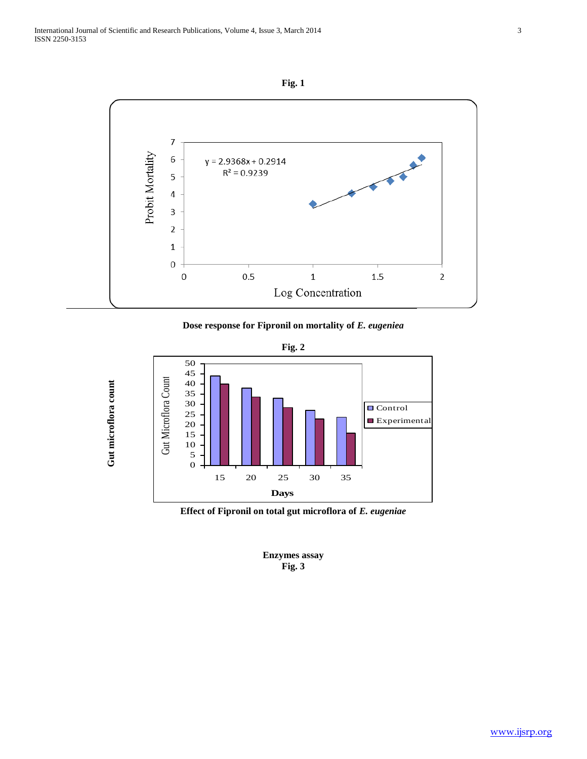**Fig. 1**

**Dose response for Fipronil on mortality of *E. eugeniea***

**Fig. 2**

**Gut microflora count**

**Effect of Fipronil on total gut microflora of *E. eugeniae***

**Enzymes assay**
**Fig. 3**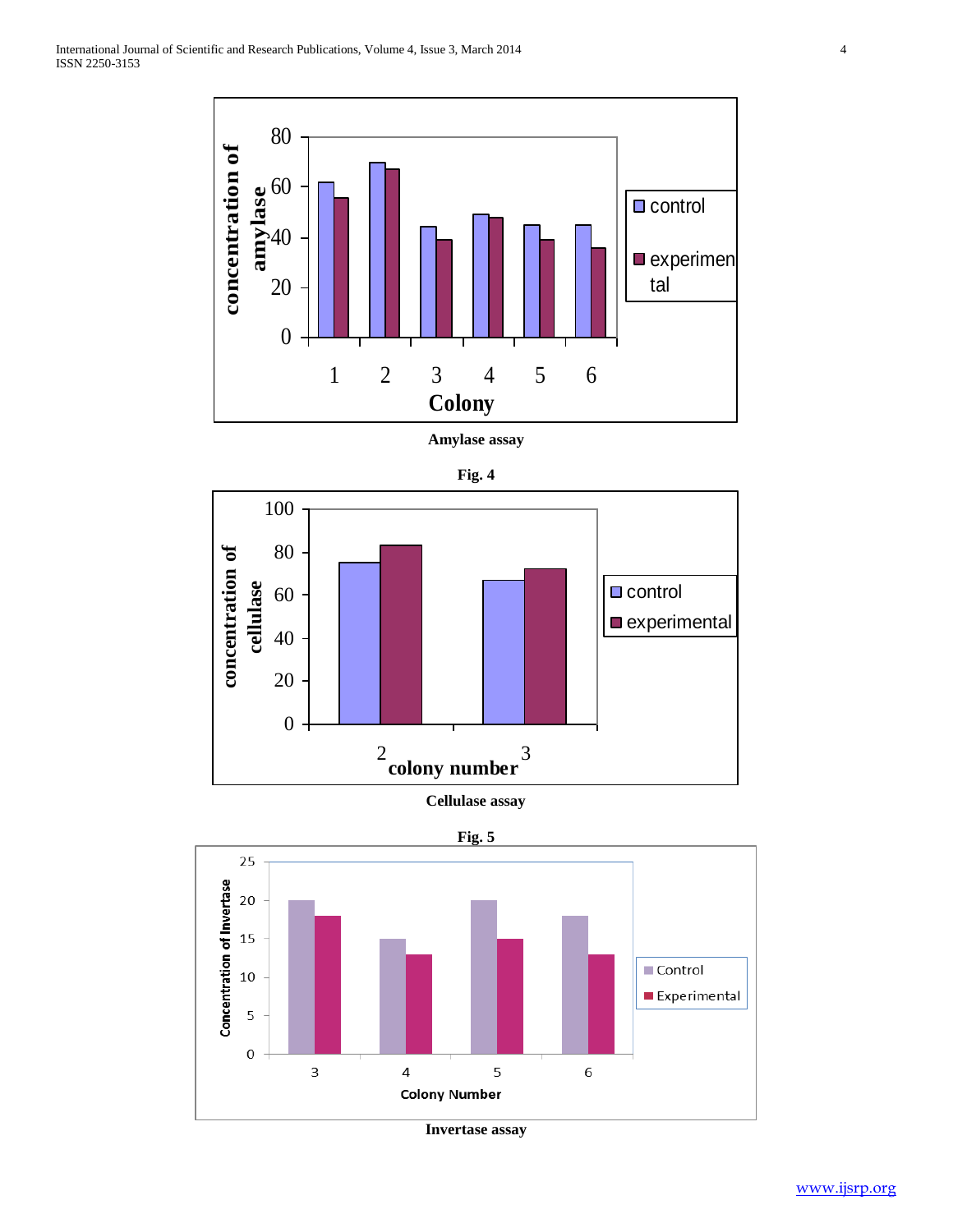**Amylase assay**

**Fig. 4**

**Cellulase assay**

**Fig. 5**

**Invertase assay**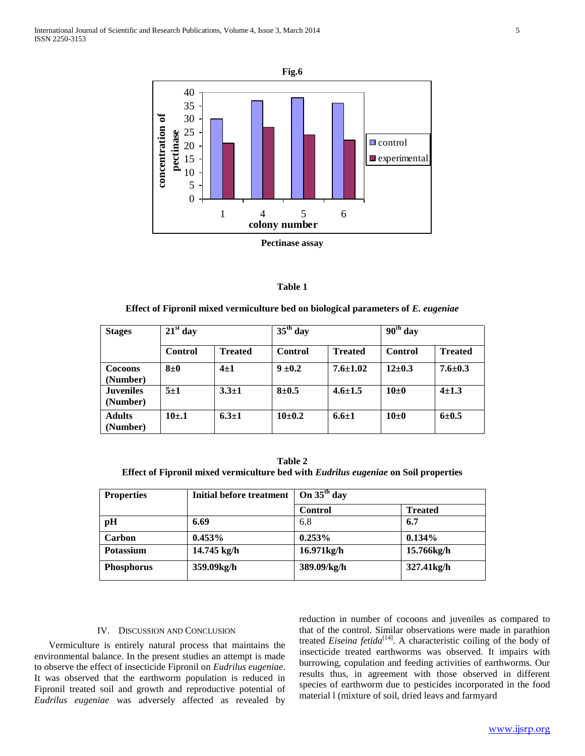**Fig.6**

Pectinase assay

**Table 1**

**Effect of Fipronil mixed vermiculture bed on biological parameters of *E. eugeniae***

| Stages | 21st day | | 35th day | | 90th day | |
|---|---|---|---|---|---|---|
| | Control | Treated | Control | Treated | Control | Treated |
| Cocoons (Number) | 8±0 | 4±1 | 9 ±0.2 | 7.6±1.02 | 12±0.3 | 7.6±0.3 |
| Juveniles (Number) | 5±1 | 3.3±1 | 8±0.5 | 4.6±1.5 | 10±0 | 4±1.3 |
| Adults (Number) | 10±.1 | 6.3±1 | 10±0.2 | 6.6±1 | 10±0 | 6±0.5 |

**Table 2**

**Effect of Fipronil mixed vermiculture bed with *Eudrilus eugeniae* on Soil properties**

| Properties | Initial before treatment | On 35th day | |
|---|---|---|---|
| | | Control | Treated |
| pH | 6.69 | 6.8 | 6.7 |
| Carbon | 0.453% | 0.253% | 0.134% |
| Potassium | 14.745 kg/h | 16.971kg/h | 15.766kg/h |
| Phosphorus | 359.09kg/h | 389.09/kg/h | 327.41kg/h |

## IV. Discussion and Conclusion

Vermiculture is entirely natural process that maintains the environmental balance. In the present studies an attempt is made to observe the effect of insecticide Fipronil on *Eudrilus eugeniae*. It was observed that the earthworm population is reduced in Fipronil treated soil and growth and reproductive potential of *Eudrilus eugeniae* was adversely affected as revealed by reduction in number of cocoons and juveniles as compared to that of the control. Similar observations were made in parathion treated *Eiseina fetida*[14]. A characteristic coiling of the body of insecticide treated earthworms was observed. It impairs with burrowing, copulation and feeding activities of earthworms. Our results thus, in agreement with those observed in different species of earthworm due to pesticides incorporated in the food material l (mixture of soil, dried leavs and farmyard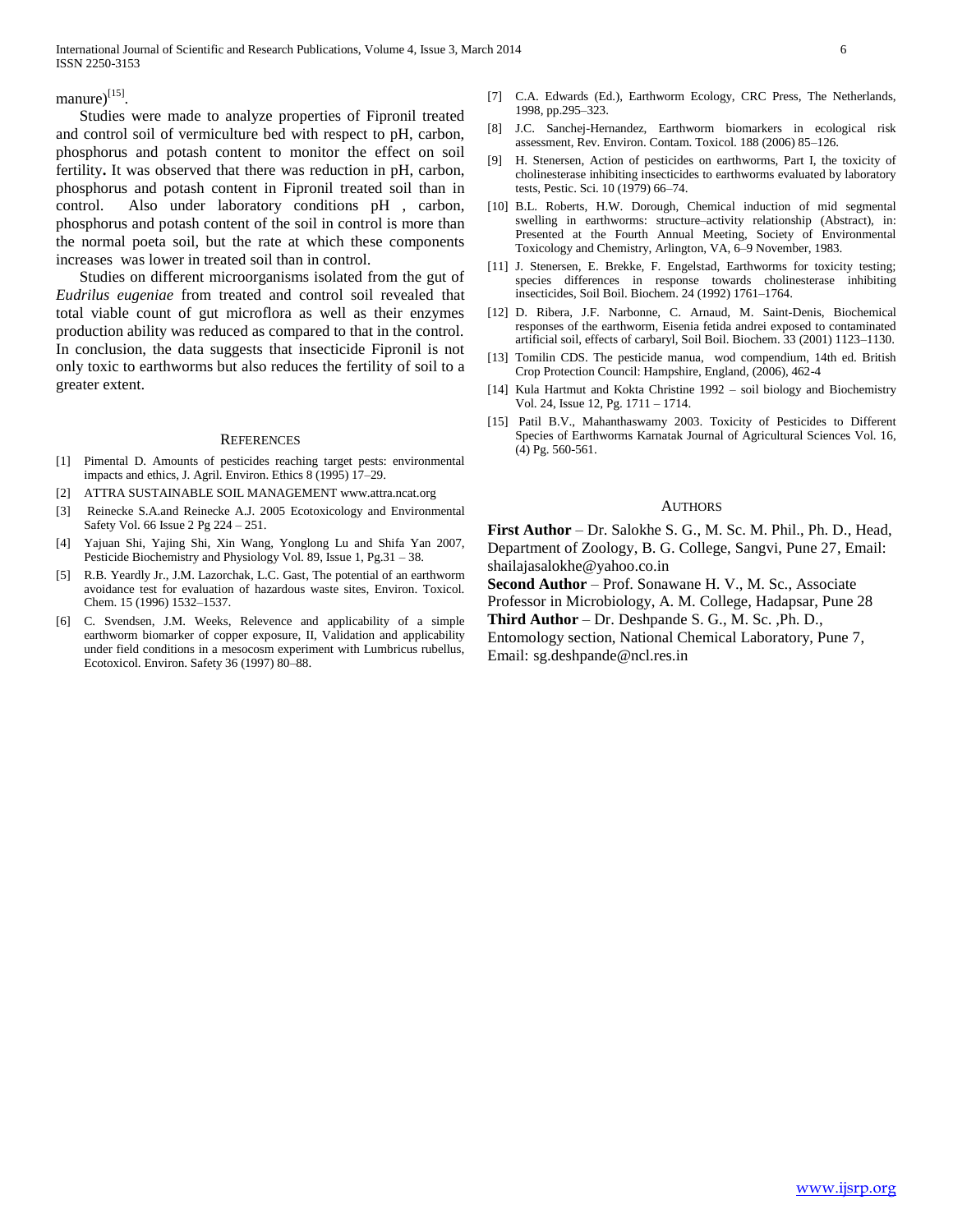manure)[15].

Studies were made to analyze properties of Fipronil treated and control soil of vermiculture bed with respect to pH, carbon, phosphorus and potash content to monitor the effect on soil fertility**.** It was observed that there was reduction in pH, carbon, phosphorus and potash content in Fipronil treated soil than in control. Also under laboratory conditions pH , carbon, phosphorus and potash content of the soil in control is more than the normal poeta soil, but the rate at which these components increases was lower in treated soil than in control.

Studies on different microorganisms isolated from the gut of *Eudrilus eugeniae* from treated and control soil revealed that total viable count of gut microflora as well as their enzymes production ability was reduced as compared to that in the control. In conclusion, the data suggests that insecticide Fipronil is not only toxic to earthworms but also reduces the fertility of soil to a greater extent.

## References

[1] Pimental D. Amounts of pesticides reaching target pests: environmental impacts and ethics, J. Agril. Environ. Ethics 8 (1995) 17–29.

[2] ATTRA SUSTAINABLE SOIL MANAGEMENT www.attra.ncat.org

[3] Reinecke S.A.and Reinecke A.J. 2005 Ecotoxicology and Environmental Safety Vol. 66 Issue 2 Pg 224 – 251.

[4] Yajuan Shi, Yajing Shi, Xin Wang, Yonglong Lu and Shifa Yan 2007, Pesticide Biochemistry and Physiology Vol. 89, Issue 1, Pg.31 – 38.

[5] R.B. Yeardly Jr., J.M. Lazorchak, L.C. Gast, The potential of an earthworm avoidance test for evaluation of hazardous waste sites, Environ. Toxicol. Chem. 15 (1996) 1532–1537.

[6] C. Svendsen, J.M. Weeks, Relevence and applicability of a simple earthworm biomarker of copper exposure, II, Validation and applicability under field conditions in a mesocosm experiment with Lumbricus rubellus, Ecotoxicol. Environ. Safety 36 (1997) 80–88.

[7] C.A. Edwards (Ed.), Earthworm Ecology, CRC Press, The Netherlands, 1998, pp.295–323.

[8] J.C. Sanchej-Hernandez, Earthworm biomarkers in ecological risk assessment, Rev. Environ. Contam. Toxicol. 188 (2006) 85–126.

[9] H. Stenersen, Action of pesticides on earthworms, Part I, the toxicity of cholinesterase inhibiting insecticides to earthworms evaluated by laboratory tests, Pestic. Sci. 10 (1979) 66–74.

[10] B.L. Roberts, H.W. Dorough, Chemical induction of mid segmental swelling in earthworms: structure–activity relationship (Abstract), in: Presented at the Fourth Annual Meeting, Society of Environmental Toxicology and Chemistry, Arlington, VA, 6–9 November, 1983.

[11] J. Stenersen, E. Brekke, F. Engelstad, Earthworms for toxicity testing; species differences in response towards cholinesterase inhibiting insecticides, Soil Boil. Biochem. 24 (1992) 1761–1764.

[12] D. Ribera, J.F. Narbonne, C. Arnaud, M. Saint-Denis, Biochemical responses of the earthworm, Eisenia fetida andrei exposed to contaminated artificial soil, effects of carbaryl, Soil Boil. Biochem. 33 (2001) 1123–1130.

[13] Tomilin CDS. The pesticide manua, wod compendium, 14th ed. British Crop Protection Council: Hampshire, England, (2006), 462-4

[14] Kula Hartmut and Kokta Christine 1992 – soil biology and Biochemistry Vol. 24, Issue 12, Pg. 1711 – 1714.

[15] Patil B.V., Mahanthaswamy 2003. Toxicity of Pesticides to Different Species of Earthworms Karnatak Journal of Agricultural Sciences Vol. 16, (4) Pg. 560-561.

## Authors

**First Author** – Dr. Salokhe S. G., M. Sc. M. Phil., Ph. D., Head, Department of Zoology, B. G. College, Sangvi, Pune 27, Email: shailajasalokhe@yahoo.co.in

**Second Author** – Prof. Sonawane H. V., M. Sc., Associate Professor in Microbiology, A. M. College, Hadapsar, Pune 28

**Third Author** – Dr. Deshpande S. G., M. Sc. ,Ph. D., Entomology section, National Chemical Laboratory, Pune 7, Email: sg.deshpande@ncl.res.in